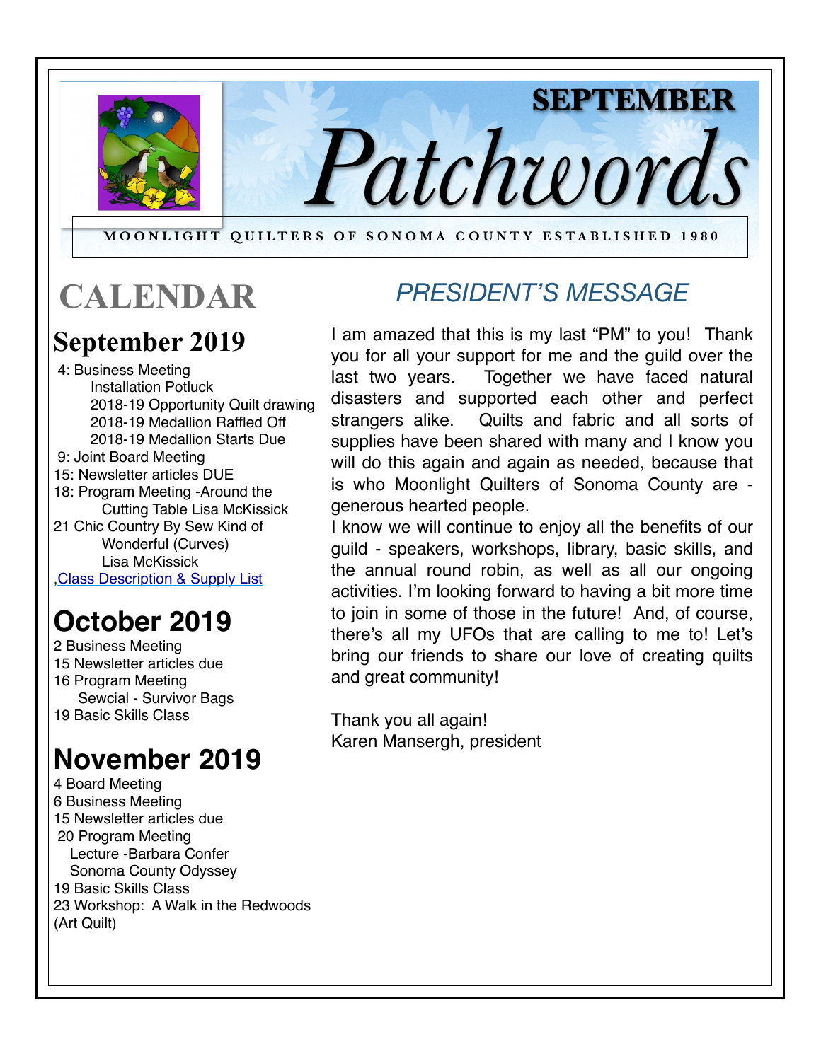# SEPTEMBER Patchwords

MOONLIGHT QUILTERS OF SONOMA COUNTY ESTABLISHED 1980

## CALENDAR

### September 2019

4: Business Meeting
Installation Potluck
2018-19 Opportunity Quilt drawing
2018-19 Medallion Raffled Off
2018-19 Medallion Starts Due
9: Joint Board Meeting
15: Newsletter articles DUE
18: Program Meeting -Around the Cutting Table Lisa McKissick
21 Chic Country By Sew Kind of Wonderful (Curves) Lisa McKissick
,Class Description & Supply List

### October 2019

2 Business Meeting
15 Newsletter articles due
16 Program Meeting
Sewcial - Survivor Bags
19 Basic Skills Class

### November 2019

4 Board Meeting
6 Business Meeting
15 Newsletter articles due
20 Program Meeting
Lecture -Barbara Confer
Sonoma County Odyssey
19 Basic Skills Class
23 Workshop: A Walk in the Redwoods (Art Quilt)

## PRESIDENT'S MESSAGE

I am amazed that this is my last "PM" to you! Thank you for all your support for me and the guild over the last two years. Together we have faced natural disasters and supported each other and perfect strangers alike. Quilts and fabric and all sorts of supplies have been shared with many and I know you will do this again and again as needed, because that is who Moonlight Quilters of Sonoma County are - generous hearted people.

I know we will continue to enjoy all the benefits of our guild - speakers, workshops, library, basic skills, and the annual round robin, as well as all our ongoing activities. I'm looking forward to having a bit more time to join in some of those in the future! And, of course, there's all my UFOs that are calling to me to! Let's bring our friends to share our love of creating quilts and great community!

Thank you all again!
Karen Mansergh, president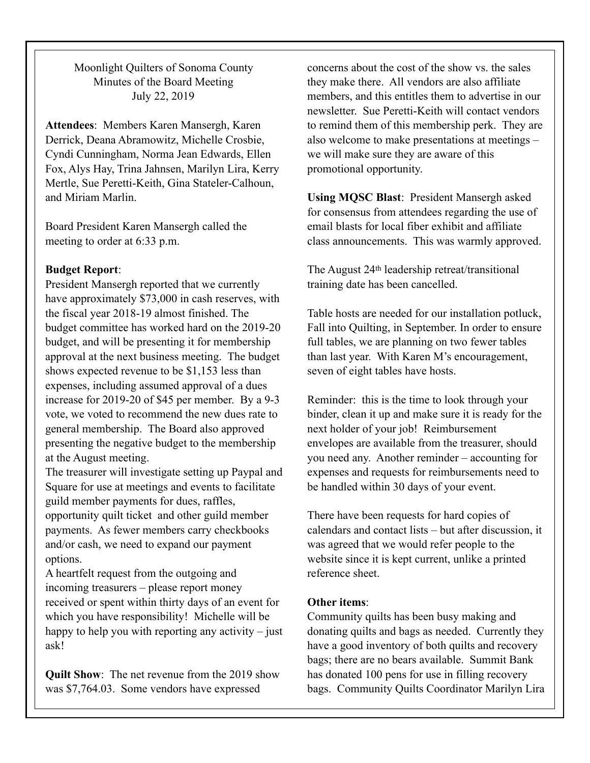Moonlight Quilters of Sonoma County
Minutes of the Board Meeting
July 22, 2019

**Attendees**: Members Karen Mansergh, Karen Derrick, Deana Abramowitz, Michelle Crosbie, Cyndi Cunningham, Norma Jean Edwards, Ellen Fox, Alys Hay, Trina Jahnsen, Marilyn Lira, Kerry Mertle, Sue Peretti-Keith, Gina Stateler-Calhoun, and Miriam Marlin.

Board President Karen Mansergh called the meeting to order at 6:33 p.m.

**Budget Report**:
President Mansergh reported that we currently have approximately $73,000 in cash reserves, with the fiscal year 2018-19 almost finished. The budget committee has worked hard on the 2019-20 budget, and will be presenting it for membership approval at the next business meeting. The budget shows expected revenue to be $1,153 less than expenses, including assumed approval of a dues increase for 2019-20 of $45 per member. By a 9-3 vote, we voted to recommend the new dues rate to general membership. The Board also approved presenting the negative budget to the membership at the August meeting.

The treasurer will investigate setting up Paypal and Square for use at meetings and events to facilitate guild member payments for dues, raffles, opportunity quilt ticket and other guild member payments. As fewer members carry checkbooks and/or cash, we need to expand our payment options.

A heartfelt request from the outgoing and incoming treasurers – please report money received or spent within thirty days of an event for which you have responsibility! Michelle will be happy to help you with reporting any activity – just ask!

**Quilt Show**: The net revenue from the 2019 show was $7,764.03. Some vendors have expressed concerns about the cost of the show vs. the sales they make there. All vendors are also affiliate members, and this entitles them to advertise in our newsletter. Sue Peretti-Keith will contact vendors to remind them of this membership perk. They are also welcome to make presentations at meetings – we will make sure they are aware of this promotional opportunity.

**Using MQSC Blast**: President Mansergh asked for consensus from attendees regarding the use of email blasts for local fiber exhibit and affiliate class announcements. This was warmly approved.

The August 24th leadership retreat/transitional training date has been cancelled.

Table hosts are needed for our installation potluck, Fall into Quilting, in September. In order to ensure full tables, we are planning on two fewer tables than last year. With Karen M's encouragement, seven of eight tables have hosts.

Reminder: this is the time to look through your binder, clean it up and make sure it is ready for the next holder of your job! Reimbursement envelopes are available from the treasurer, should you need any. Another reminder – accounting for expenses and requests for reimbursements need to be handled within 30 days of your event.

There have been requests for hard copies of calendars and contact lists – but after discussion, it was agreed that we would refer people to the website since it is kept current, unlike a printed reference sheet.

**Other items**:
Community quilts has been busy making and donating quilts and bags as needed. Currently they have a good inventory of both quilts and recovery bags; there are no bears available. Summit Bank has donated 100 pens for use in filling recovery bags. Community Quilts Coordinator Marilyn Lira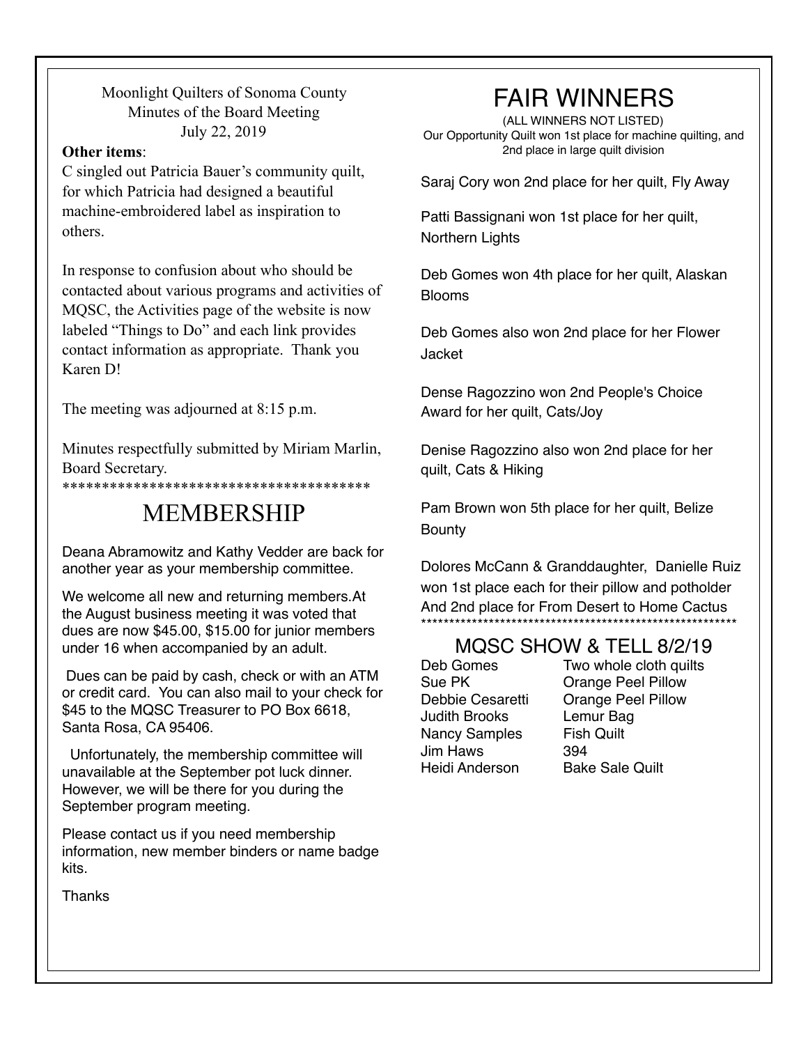Moonlight Quilters of Sonoma County
Minutes of the Board Meeting
July 22, 2019

**Other items**:

C singled out Patricia Bauer's community quilt, for which Patricia had designed a beautiful machine-embroidered label as inspiration to others.

In response to confusion about who should be contacted about various programs and activities of MQSC, the Activities page of the website is now labeled "Things to Do" and each link provides contact information as appropriate. Thank you Karen D!

The meeting was adjourned at 8:15 p.m.

Minutes respectfully submitted by Miriam Marlin, Board Secretary.

****************************************

# MEMBERSHIP

Deana Abramowitz and Kathy Vedder are back for another year as your membership committee.

We welcome all new and returning members.At the August business meeting it was voted that dues are now $45.00, $15.00 for junior members under 16 when accompanied by an adult.

Dues can be paid by cash, check or with an ATM or credit card. You can also mail to your check for $45 to the MQSC Treasurer to PO Box 6618, Santa Rosa, CA 95406.

Unfortunately, the membership committee will unavailable at the September pot luck dinner. However, we will be there for you during the September program meeting.

Please contact us if you need membership information, new member binders or name badge kits.

Thanks

# FAIR WINNERS

(ALL WINNERS NOT LISTED)
Our Opportunity Quilt won 1st place for machine quilting, and 2nd place in large quilt division

Saraj Cory won 2nd place for her quilt, Fly Away

Patti Bassignani won 1st place for her quilt, Northern Lights

Deb Gomes won 4th place for her quilt, Alaskan Blooms

Deb Gomes also won 2nd place for her Flower Jacket

Dense Ragozzino won 2nd People's Choice Award for her quilt, Cats/Joy

Denise Ragozzino also won 2nd place for her quilt, Cats & Hiking

Pam Brown won 5th place for her quilt, Belize Bounty

Dolores McCann & Granddaughter, Danielle Ruiz won 1st place each for their pillow and potholder And 2nd place for From Desert to Home Cactus

**********************************************************

## MQSC SHOW & TELL 8/2/19

| | |
|---|---|
| Deb Gomes | Two whole cloth quilts |
| Sue PK | Orange Peel Pillow |
| Debbie Cesaretti | Orange Peel Pillow |
| Judith Brooks | Lemur Bag |
| Nancy Samples | Fish Quilt |
| Jim Haws | 394 |
| Heidi Anderson | Bake Sale Quilt |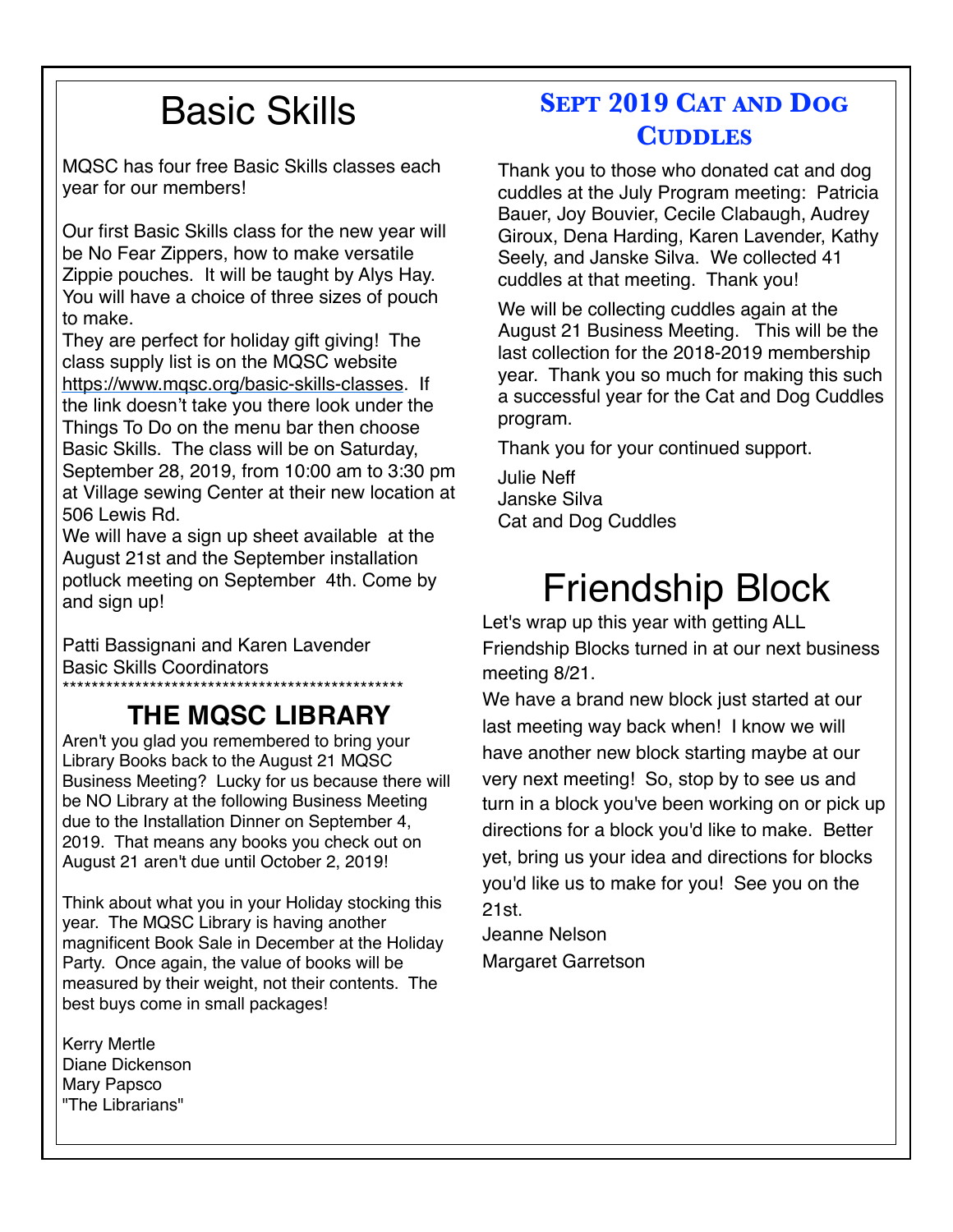# Basic Skills

MQSC has four free Basic Skills classes each year for our members!

Our first Basic Skills class for the new year will be No Fear Zippers, how to make versatile Zippie pouches. It will be taught by Alys Hay. You will have a choice of three sizes of pouch to make.

They are perfect for holiday gift giving! The class supply list is on the MQSC website https://www.mqsc.org/basic-skills-classes. If the link doesn't take you there look under the Things To Do on the menu bar then choose Basic Skills. The class will be on Saturday, September 28, 2019, from 10:00 am to 3:30 pm at Village sewing Center at their new location at 506 Lewis Rd.

We will have a sign up sheet available at the August 21st and the September installation potluck meeting on September 4th. Come by and sign up!

Patti Bassignani and Karen Lavender
Basic Skills Coordinators

************************************************

## THE MQSC LIBRARY

Aren't you glad you remembered to bring your Library Books back to the August 21 MQSC Business Meeting? Lucky for us because there will be NO Library at the following Business Meeting due to the Installation Dinner on September 4, 2019. That means any books you check out on August 21 aren't due until October 2, 2019!

Think about what you in your Holiday stocking this year. The MQSC Library is having another magnificent Book Sale in December at the Holiday Party. Once again, the value of books will be measured by their weight, not their contents. The best buys come in small packages!

Kerry Mertle
Diane Dickenson
Mary Papsco
"The Librarians"

## Sept 2019 Cat and Dog Cuddles

Thank you to those who donated cat and dog cuddles at the July Program meeting: Patricia Bauer, Joy Bouvier, Cecile Clabaugh, Audrey Giroux, Dena Harding, Karen Lavender, Kathy Seely, and Janske Silva. We collected 41 cuddles at that meeting. Thank you!

We will be collecting cuddles again at the August 21 Business Meeting. This will be the last collection for the 2018-2019 membership year. Thank you so much for making this such a successful year for the Cat and Dog Cuddles program.

Thank you for your continued support.

Julie Neff
Janske Silva
Cat and Dog Cuddles

# Friendship Block

Let's wrap up this year with getting ALL Friendship Blocks turned in at our next business meeting 8/21.

We have a brand new block just started at our last meeting way back when! I know we will have another new block starting maybe at our very next meeting! So, stop by to see us and turn in a block you've been working on or pick up directions for a block you'd like to make. Better yet, bring us your idea and directions for blocks you'd like us to make for you! See you on the 21st.

Jeanne Nelson
Margaret Garretson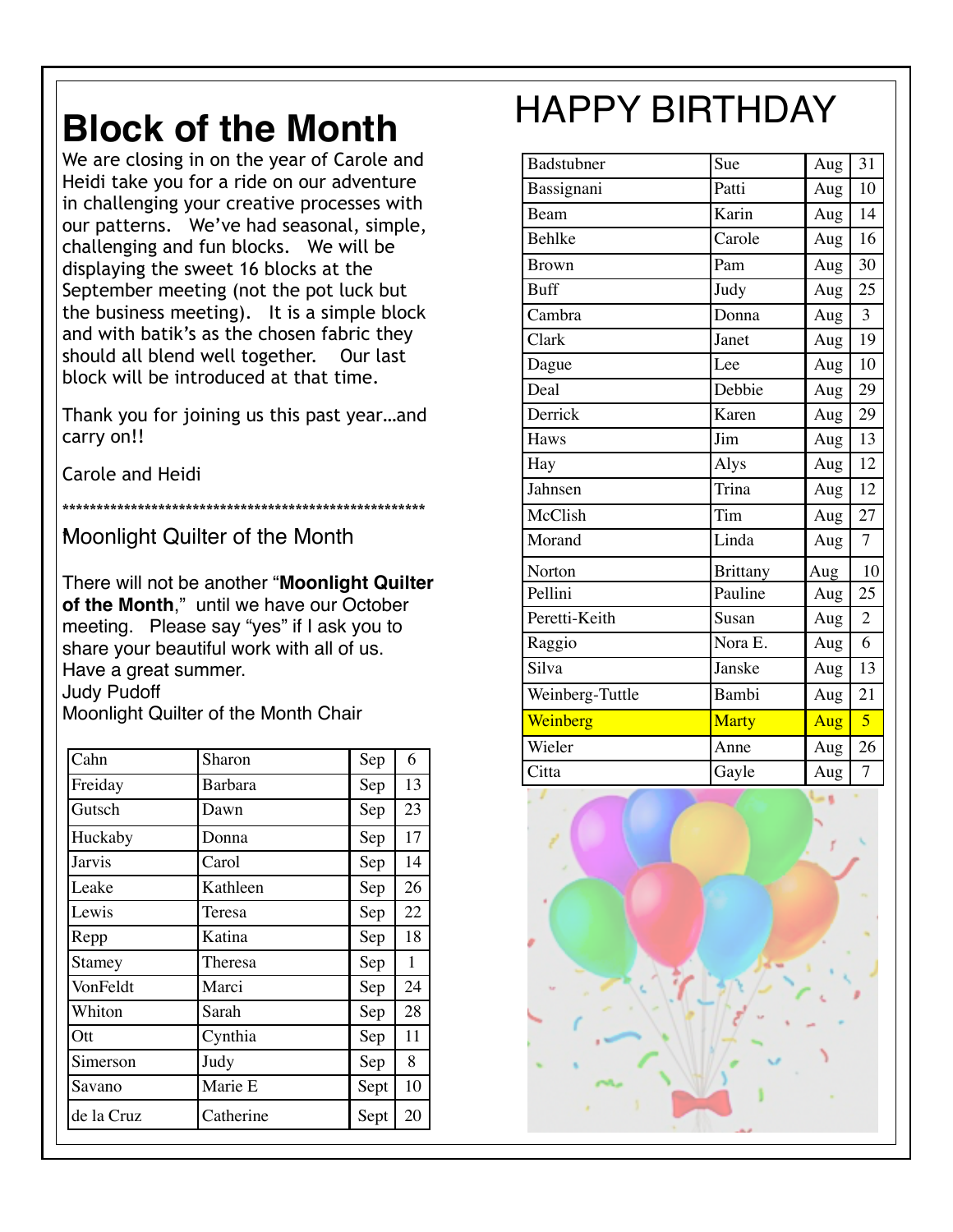# Block of the Month

We are closing in on the year of Carole and Heidi take you for a ride on our adventure in challenging your creative processes with our patterns. We've had seasonal, simple, challenging and fun blocks. We will be displaying the sweet 16 blocks at the September meeting (not the pot luck but the business meeting). It is a simple block and with batik's as the chosen fabric they should all blend well together. Our last block will be introduced at that time.

Thank you for joining us this past year…and carry on!!

Carole and Heidi

*******************************************************

Moonlight Quilter of the Month

There will not be another "**Moonlight Quilter of the Month**," until we have our October meeting. Please say "yes" if I ask you to share your beautiful work with all of us.
Have a great summer.
Judy Pudoff
Moonlight Quilter of the Month Chair

| Cahn | Sharon | Sep | 6 |
|---|---|---|---|
| Freiday | Barbara | Sep | 13 |
| Gutsch | Dawn | Sep | 23 |
| Huckaby | Donna | Sep | 17 |
| Jarvis | Carol | Sep | 14 |
| Leake | Kathleen | Sep | 26 |
| Lewis | Teresa | Sep | 22 |
| Repp | Katina | Sep | 18 |
| Stamey | Theresa | Sep | 1 |
| VonFeldt | Marci | Sep | 24 |
| Whiton | Sarah | Sep | 28 |
| Ott | Cynthia | Sep | 11 |
| Simerson | Judy | Sep | 8 |
| Savano | Marie E | Sept | 10 |
| de la Cruz | Catherine | Sept | 20 |

# HAPPY BIRTHDAY

| Badstubner | Sue | Aug | 31 |
|---|---|---|---|
| Bassignani | Patti | Aug | 10 |
| Beam | Karin | Aug | 14 |
| Behlke | Carole | Aug | 16 |
| Brown | Pam | Aug | 30 |
| Buff | Judy | Aug | 25 |
| Cambra | Donna | Aug | 3 |
| Clark | Janet | Aug | 19 |
| Dague | Lee | Aug | 10 |
| Deal | Debbie | Aug | 29 |
| Derrick | Karen | Aug | 29 |
| Haws | Jim | Aug | 13 |
| Hay | Alys | Aug | 12 |
| Jahnsen | Trina | Aug | 12 |
| McClish | Tim | Aug | 27 |
| Morand | Linda | Aug | 7 |
| Norton | Brittany | Aug | 10 |
| Pellini | Pauline | Aug | 25 |
| Peretti-Keith | Susan | Aug | 2 |
| Raggio | Nora E. | Aug | 6 |
| Silva | Janske | Aug | 13 |
| Weinberg-Tuttle | Bambi | Aug | 21 |
| Weinberg | Marty | Aug | 5 |
| Wieler | Anne | Aug | 26 |
| Citta | Gayle | Aug | 7 |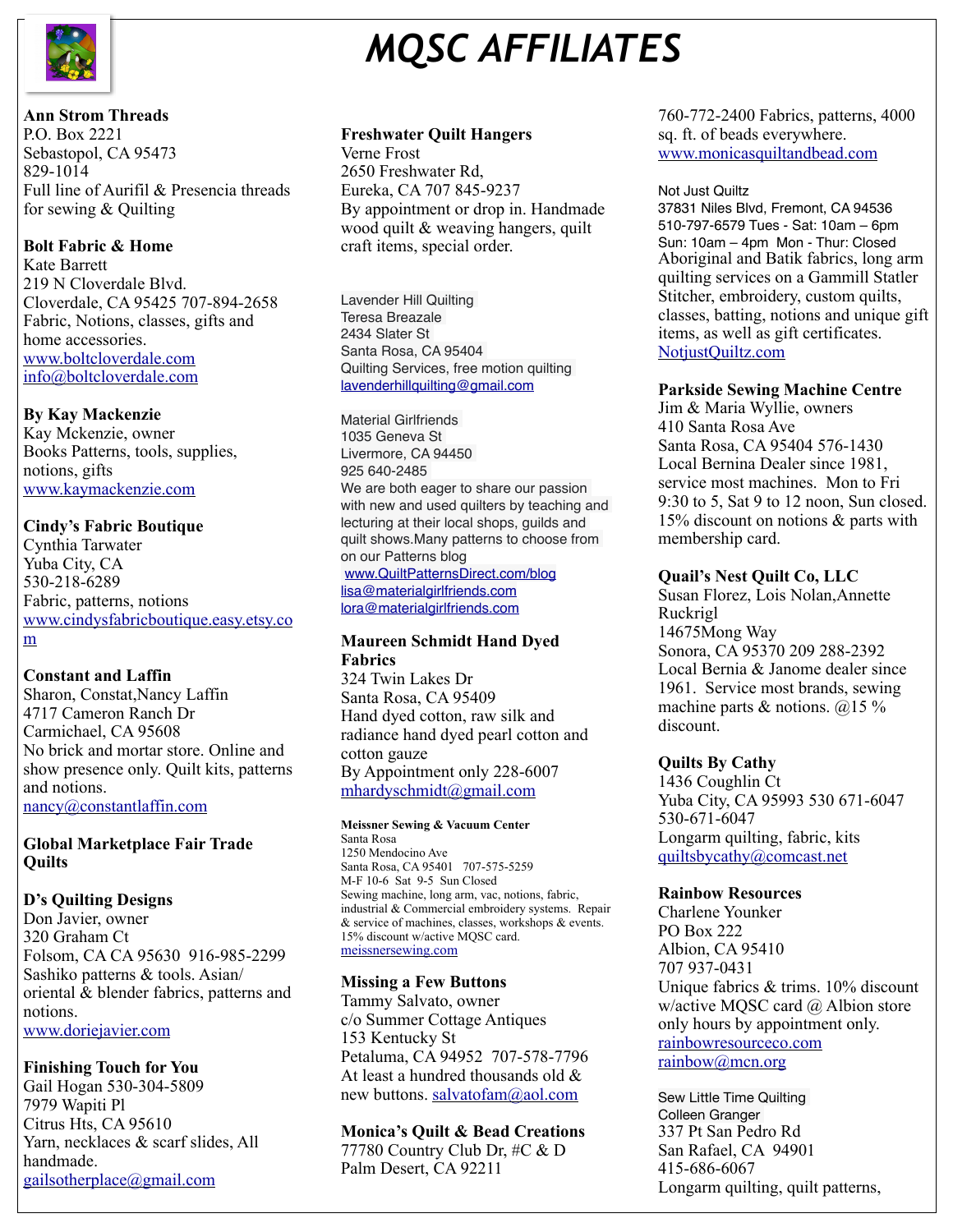# *MQSC AFFILIATES*

**Ann Strom Threads**
P.O. Box 2221
Sebastopol, CA 95473
829-1014
Full line of Aurifil & Presencia threads for sewing & Quilting

**Bolt Fabric & Home**
Kate Barrett
219 N Cloverdale Blvd.
Cloverdale, CA 95425 707-894-2658
Fabric, Notions, classes, gifts and home accessories.
www.boltcloverdale.com
info@boltcloverdale.com

**By Kay Mackenzie**
Kay Mckenzie, owner
Books Patterns, tools, supplies, notions, gifts
www.kaymackenzie.com

**Cindy's Fabric Boutique**
Cynthia Tarwater
Yuba City, CA
530-218-6289
Fabric, patterns, notions
www.cindysfabricboutique.easy.etsy.com

**Constant and Laffin**
Sharon, Constat,Nancy Laffin
4717 Cameron Ranch Dr
Carmichael, CA 95608
No brick and mortar store. Online and show presence only. Quilt kits, patterns and notions.
nancy@constantlaffin.com

**Global Marketplace Fair Trade Quilts**

**D's Quilting Designs**
Don Javier, owner
320 Graham Ct
Folsom, CA CA 95630 916-985-2299
Sashiko patterns & tools. Asian/ oriental & blender fabrics, patterns and notions.
www.doriejavier.com

**Finishing Touch for You**
Gail Hogan 530-304-5809
7979 Wapiti Pl
Citrus Hts, CA 95610
Yarn, necklaces & scarf slides, All handmade.
gailsotherplace@gmail.com

**Freshwater Quilt Hangers**
Verne Frost
2650 Freshwater Rd,
Eureka, CA 707 845-9237
By appointment or drop in. Handmade wood quilt & weaving hangers, quilt craft items, special order.

Lavender Hill Quilting
Teresa Breazale
2434 Slater St
Santa Rosa, CA 95404
Quilting Services, free motion quilting
lavenderhillquilting@gmail.com

Material Girlfriends
1035 Geneva St
Livermore, CA 94450
925 640-2485
We are both eager to share our passion with new and used quilters by teaching and lecturing at their local shops, guilds and quilt shows.Many patterns to choose from on our Patterns blog
www.QuiltPatternsDirect.com/blog
lisa@materialgirlfriends.com
lora@materialgirlfriends.com

**Maureen Schmidt Hand Dyed Fabrics**
324 Twin Lakes Dr
Santa Rosa, CA 95409
Hand dyed cotton, raw silk and radiance hand dyed pearl cotton and cotton gauze
By Appointment only 228-6007
mhardyschmidt@gmail.com

**Meissner Sewing & Vacuum Center**
Santa Rosa
1250 Mendocino Ave
Santa Rosa, CA 95401 707-575-5259
M-F 10-6 Sat 9-5 Sun Closed
Sewing machine, long arm, vac, notions, fabric, industrial & Commercial embroidery systems. Repair & service of machines, classes, workshops & events. 15% discount w/active MQSC card.
meissnersewing.com

**Missing a Few Buttons**
Tammy Salvato, owner
c/o Summer Cottage Antiques
153 Kentucky St
Petaluma, CA 94952 707-578-7796
At least a hundred thousands old & new buttons. salvatofam@aol.com

**Monica's Quilt & Bead Creations**
77780 Country Club Dr, #C & D
Palm Desert, CA 92211
760-772-2400 Fabrics, patterns, 4000 sq. ft. of beads everywhere.
www.monicasquiltandbead.com

Not Just Quiltz
37831 Niles Blvd, Fremont, CA 94536
510-797-6579 Tues - Sat: 10am – 6pm
Sun: 10am – 4pm Mon - Thur: Closed
Aboriginal and Batik fabrics, long arm quilting services on a Gammill Statler Stitcher, embroidery, custom quilts, classes, batting, notions and unique gift items, as well as gift certificates.
NotjustQuiltz.com

**Parkside Sewing Machine Centre**
Jim & Maria Wyllie, owners
410 Santa Rosa Ave
Santa Rosa, CA 95404 576-1430
Local Bernina Dealer since 1981, service most machines. Mon to Fri 9:30 to 5, Sat 9 to 12 noon, Sun closed. 15% discount on notions & parts with membership card.

**Quail's Nest Quilt Co, LLC**
Susan Florez, Lois Nolan,Annette Ruckrigl
14675Mong Way
Sonora, CA 95370 209 288-2392
Local Bernia & Janome dealer since 1961. Service most brands, sewing machine parts & notions. @15 % discount.

**Quilts By Cathy**
1436 Coughlin Ct
Yuba City, CA 95993 530 671-6047
530-671-6047
Longarm quilting, fabric, kits
quiltsbycathy@comcast.net

**Rainbow Resources**
Charlene Younker
PO Box 222
Albion, CA 95410
707 937-0431
Unique fabrics & trims. 10% discount w/active MQSC card @ Albion store only hours by appointment only.
rainbowresourceco.com
rainbow@mcn.org

Sew Little Time Quilting
Colleen Granger
337 Pt San Pedro Rd
San Rafael, CA 94901
415-686-6067
Longarm quilting, quilt patterns,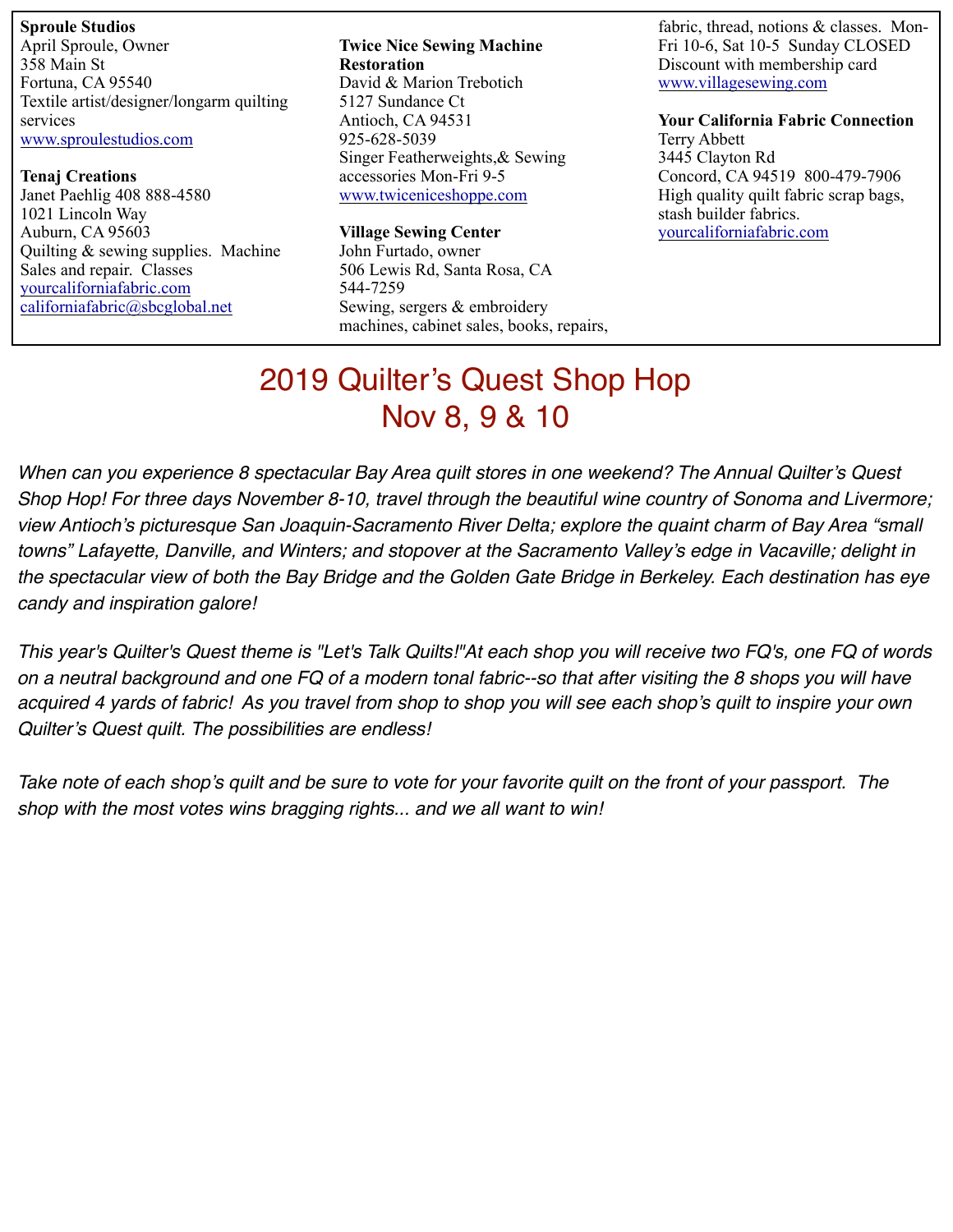**Sproule Studios**
April Sproule, Owner
358 Main St
Fortuna, CA 95540
Textile artist/designer/longarm quilting services
www.sproulestudios.com

**Tenaj Creations**
Janet Paehlig 408 888-4580
1021 Lincoln Way
Auburn, CA 95603
Quilting & sewing supplies. Machine Sales and repair. Classes
yourcaliforniafabric.com
californiafabric@sbcglobal.net

**Twice Nice Sewing Machine Restoration**
David & Marion Trebotich
5127 Sundance Ct
Antioch, CA 94531
925-628-5039
Singer Featherweights,& Sewing accessories Mon-Fri 9-5
www.twiceniceshoppe.com

**Village Sewing Center**
John Furtado, owner
506 Lewis Rd, Santa Rosa, CA
544-7259
Sewing, sergers & embroidery machines, cabinet sales, books, repairs, fabric, thread, notions & classes. Mon-Fri 10-6, Sat 10-5 Sunday CLOSED
Discount with membership card
www.villagesewing.com

**Your California Fabric Connection**
Terry Abbett
3445 Clayton Rd
Concord, CA 94519 800-479-7906
High quality quilt fabric scrap bags, stash builder fabrics.
yourcaliforniafabric.com

# 2019 Quilter's Quest Shop Hop
# Nov 8, 9 & 10

*When can you experience 8 spectacular Bay Area quilt stores in one weekend? The Annual Quilter's Quest Shop Hop! For three days November 8-10, travel through the beautiful wine country of Sonoma and Livermore; view Antioch's picturesque San Joaquin-Sacramento River Delta; explore the quaint charm of Bay Area "small towns" Lafayette, Danville, and Winters; and stopover at the Sacramento Valley's edge in Vacaville; delight in the spectacular view of both the Bay Bridge and the Golden Gate Bridge in Berkeley. Each destination has eye candy and inspiration galore!*

*This year's Quilter's Quest theme is "Let's Talk Quilts!"At each shop you will receive two FQ's, one FQ of words on a neutral background and one FQ of a modern tonal fabric--so that after visiting the 8 shops you will have acquired 4 yards of fabric! As you travel from shop to shop you will see each shop's quilt to inspire your own Quilter's Quest quilt. The possibilities are endless!*

*Take note of each shop's quilt and be sure to vote for your favorite quilt on the front of your passport. The shop with the most votes wins bragging rights... and we all want to win!*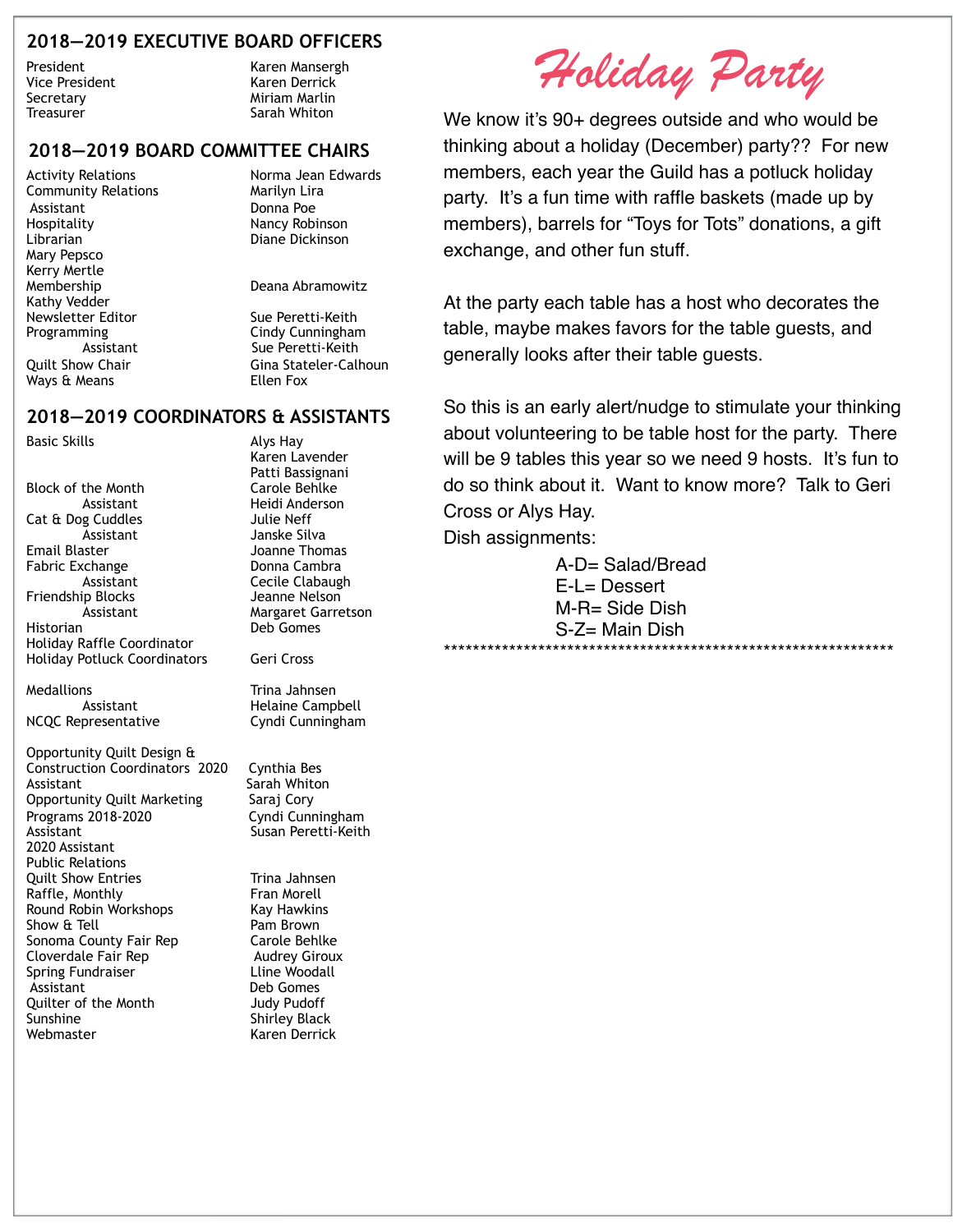## 2018—2019 EXECUTIVE BOARD OFFICERS

| | |
|---|---|
| President | Karen Mansergh |
| Vice President | Karen Derrick |
| Secretary | Miriam Marlin |
| Treasurer | Sarah Whiton |

## 2018—2019 BOARD COMMITTEE CHAIRS

| | |
|---|---|
| Activity Relations | Norma Jean Edwards |
| Community Relations | Marilyn Lira |
| Assistant | Donna Poe |
| Hospitality | Nancy Robinson |
| Librarian | Diane Dickinson |
| Mary Pepsco | |
| Kerry Mertle | |
| Membership | Deana Abramowitz |
| Kathy Vedder | |
| Newsletter Editor | Sue Peretti-Keith |
| Programming | Cindy Cunningham |
| Assistant | Sue Peretti-Keith |
| Quilt Show Chair | Gina Stateler-Calhoun |
| Ways & Means | Ellen Fox |

## 2018—2019 COORDINATORS & ASSISTANTS

| | |
|---|---|
| Basic Skills | Alys Hay |
| | Karen Lavender |
| | Patti Bassignani |
| Block of the Month | Carole Behlke |
| Assistant | Heidi Anderson |
| Cat & Dog Cuddles | Julie Neff |
| Assistant | Janske Silva |
| Email Blaster | Joanne Thomas |
| Fabric Exchange | Donna Cambra |
| Assistant | Cecile Clabaugh |
| Friendship Blocks | Jeanne Nelson |
| Assistant | Margaret Garretson |
| Historian | Deb Gomes |
| Holiday Raffle Coordinator | |
| Holiday Potluck Coordinators | Geri Cross |
| Medallions | Trina Jahnsen |
| Assistant | Helaine Campbell |
| NCQC Representative | Cyndi Cunningham |
| Opportunity Quilt Design & Construction Coordinators 2020 | Cynthia Bes |
| Assistant | Sarah Whiton |
| Opportunity Quilt Marketing | Saraj Cory |
| Programs 2018-2020 | Cyndi Cunningham |
| Assistant | Susan Peretti-Keith |
| 2020 Assistant | |
| Public Relations | |
| Quilt Show Entries | Trina Jahnsen |
| Raffle, Monthly | Fran Morell |
| Round Robin Workshops | Kay Hawkins |
| Show & Tell | Pam Brown |
| Sonoma County Fair Rep | Carole Behlke |
| Cloverdale Fair Rep | Audrey Giroux |
| Spring Fundraiser | Lline Woodall |
| Assistant | Deb Gomes |
| Quilter of the Month | Judy Pudoff |
| Sunshine | Shirley Black |
| Webmaster | Karen Derrick |

# *Holiday Party*

We know it's 90+ degrees outside and who would be thinking about a holiday (December) party?? For new members, each year the Guild has a potluck holiday party. It's a fun time with raffle baskets (made up by members), barrels for "Toys for Tots" donations, a gift exchange, and other fun stuff.

At the party each table has a host who decorates the table, maybe makes favors for the table guests, and generally looks after their table guests.

So this is an early alert/nudge to stimulate your thinking about volunteering to be table host for the party. There will be 9 tables this year so we need 9 hosts. It's fun to do so think about it. Want to know more? Talk to Geri Cross or Alys Hay.

Dish assignments:

A-D= Salad/Bread
E-L= Dessert
M-R= Side Dish
S-Z= Main Dish

\*\*\*\*\*\*\*\*\*\*\*\*\*\*\*\*\*\*\*\*\*\*\*\*\*\*\*\*\*\*\*\*\*\*\*\*\*\*\*\*\*\*\*\*\*\*\*\*\*\*\*\*\*\*\*\*\*\*\*\*\*\*\*\*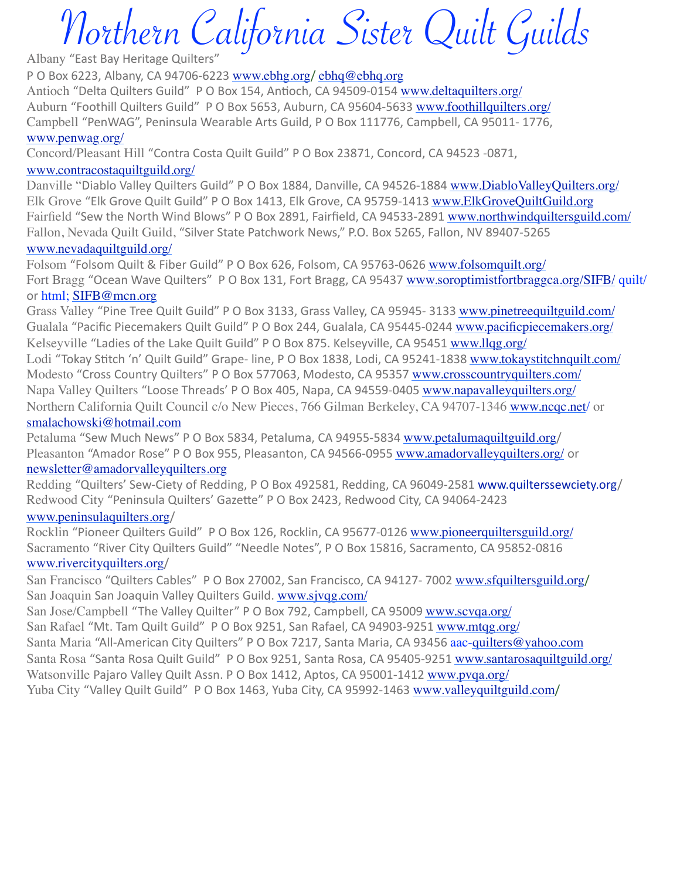# Northern California Sister Quilt Guilds

Albany "East Bay Heritage Quilters"
P O Box 6223, Albany, CA 94706-6223 www.ebhg.org/ ebhq@ebhq.org

Antioch "Delta Quilters Guild" P O Box 154, Antioch, CA 94509-0154 www.deltaquilters.org/

Auburn "Foothill Quilters Guild" P O Box 5653, Auburn, CA 95604-5633 www.foothillquilters.org/

Campbell "PenWAG", Peninsula Wearable Arts Guild, P O Box 111776, Campbell, CA 95011- 1776, www.penwag.org/

Concord/Pleasant Hill "Contra Costa Quilt Guild" P O Box 23871, Concord, CA 94523 -0871, www.contracostaquiltguild.org/

Danville "Diablo Valley Quilters Guild" P O Box 1884, Danville, CA 94526-1884 www.DiabloValleyQuilters.org/

Elk Grove "Elk Grove Quilt Guild" P O Box 1413, Elk Grove, CA 95759-1413 www.ElkGroveQuiltGuild.org

Fairfield "Sew the North Wind Blows" P O Box 2891, Fairfield, CA 94533-2891 www.northwindquiltersguild.com/

Fallon, Nevada Quilt Guild, "Silver State Patchwork News," P.O. Box 5265, Fallon, NV 89407-5265 www.nevadaquiltguild.org/

Folsom "Folsom Quilt & Fiber Guild" P O Box 626, Folsom, CA 95763-0626 www.folsomquilt.org/

Fort Bragg "Ocean Wave Quilters" P O Box 131, Fort Bragg, CA 95437 www.soroptimistfortbraggca.org/SIFB/ quilt/ or html; SIFB@mcn.org

Grass Valley "Pine Tree Quilt Guild" P O Box 3133, Grass Valley, CA 95945- 3133 www.pinetreequiltguild.com/

Gualala "Pacific Piecemakers Quilt Guild" P O Box 244, Gualala, CA 95445-0244 www.pacificpiecemakers.org/

Kelseyville "Ladies of the Lake Quilt Guild" P O Box 875. Kelseyville, CA 95451 www.llqg.org/

Lodi "Tokay Stitch 'n' Quilt Guild" Grape- line, P O Box 1838, Lodi, CA 95241-1838 www.tokaystitchnquilt.com/

Modesto "Cross Country Quilters" P O Box 577063, Modesto, CA 95357 www.crosscountryquilters.com/

Napa Valley Quilters "Loose Threads' P O Box 405, Napa, CA 94559-0405 www.napavalleyquilters.org/

Northern California Quilt Council c/o New Pieces, 766 Gilman Berkeley, CA 94707-1346 www.ncqc.net/ or smalachowski@hotmail.com

Petaluma "Sew Much News" P O Box 5834, Petaluma, CA 94955-5834 www.petalumaquiltguild.org/

Pleasanton "Amador Rose" P O Box 955, Pleasanton, CA 94566-0955 www.amadorvalleyquilters.org/ or newsletter@amadorvalleyquilters.org

Redding "Quilters' Sew-Ciety of Redding, P O Box 492581, Redding, CA 96049-2581 www.quilterssewciety.org/

Redwood City "Peninsula Quilters' Gazette" P O Box 2423, Redwood City, CA 94064-2423 www.peninsulaquilters.org/

Rocklin "Pioneer Quilters Guild" P O Box 126, Rocklin, CA 95677-0126 www.pioneerquiltersguild.org/

Sacramento "River City Quilters Guild" "Needle Notes", P O Box 15816, Sacramento, CA 95852-0816 www.rivercityquilters.org/

San Francisco "Quilters Cables" P O Box 27002, San Francisco, CA 94127- 7002 www.sfquiltersguild.org/

San Joaquin San Joaquin Valley Quilters Guild. www.sjvqg.com/

San Jose/Campbell "The Valley Quilter" P O Box 792, Campbell, CA 95009 www.scvqa.org/

San Rafael "Mt. Tam Quilt Guild" P O Box 9251, San Rafael, CA 94903-9251 www.mtqg.org/

Santa Maria "All-American City Quilters" P O Box 7217, Santa Maria, CA 93456 aac-quilters@yahoo.com

Santa Rosa "Santa Rosa Quilt Guild" P O Box 9251, Santa Rosa, CA 95405-9251 www.santarosaquiltguild.org/

Watsonville Pajaro Valley Quilt Assn. P O Box 1412, Aptos, CA 95001-1412 www.pvqa.org/

Yuba City "Valley Quilt Guild" P O Box 1463, Yuba City, CA 95992-1463 www.valleyquiltguild.com/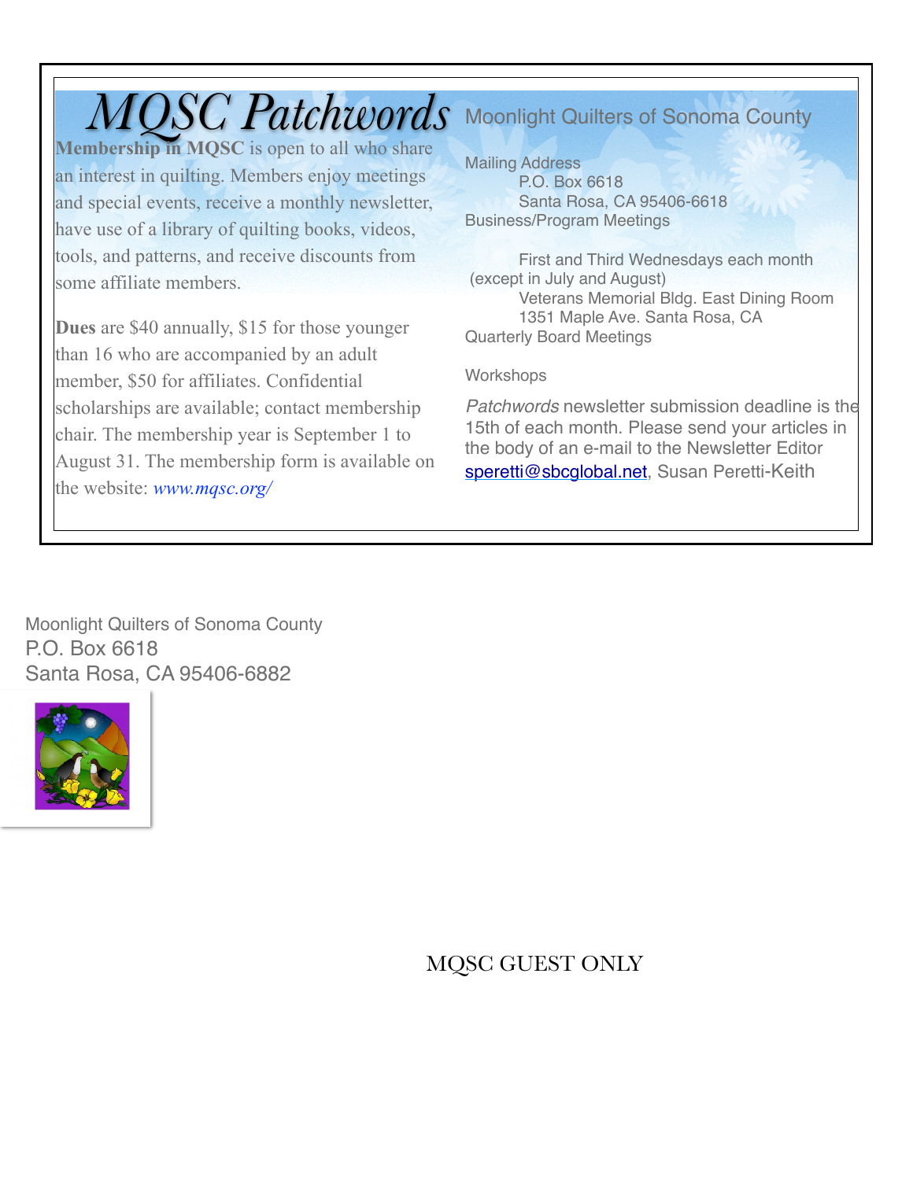# MQSC Patchwords

**Membership in MQSC** is open to all who share an interest in quilting. Members enjoy meetings and special events, receive a monthly newsletter, have use of a library of quilting books, videos, tools, and patterns, and receive discounts from some affiliate members.

**Dues** are $40 annually, $15 for those younger than 16 who are accompanied by an adult member, $50 for affiliates. Confidential scholarships are available; contact membership chair. The membership year is September 1 to August 31. The membership form is available on the website: *www.mqsc.org/*

## Moonlight Quilters of Sonoma County

Mailing Address
P.O. Box 6618
Santa Rosa, CA 95406-6618

Business/Program Meetings

First and Third Wednesdays each month (except in July and August)
Veterans Memorial Bldg. East Dining Room
1351 Maple Ave. Santa Rosa, CA

Quarterly Board Meetings

Workshops

*Patchwords* newsletter submission deadline is the 15th of each month. Please send your articles in the body of an e-mail to the Newsletter Editor speretti@sbcglobal.net, Susan Peretti-Keith

Moonlight Quilters of Sonoma County
P.O. Box 6618
Santa Rosa, CA 95406-6882

MQSC GUEST ONLY